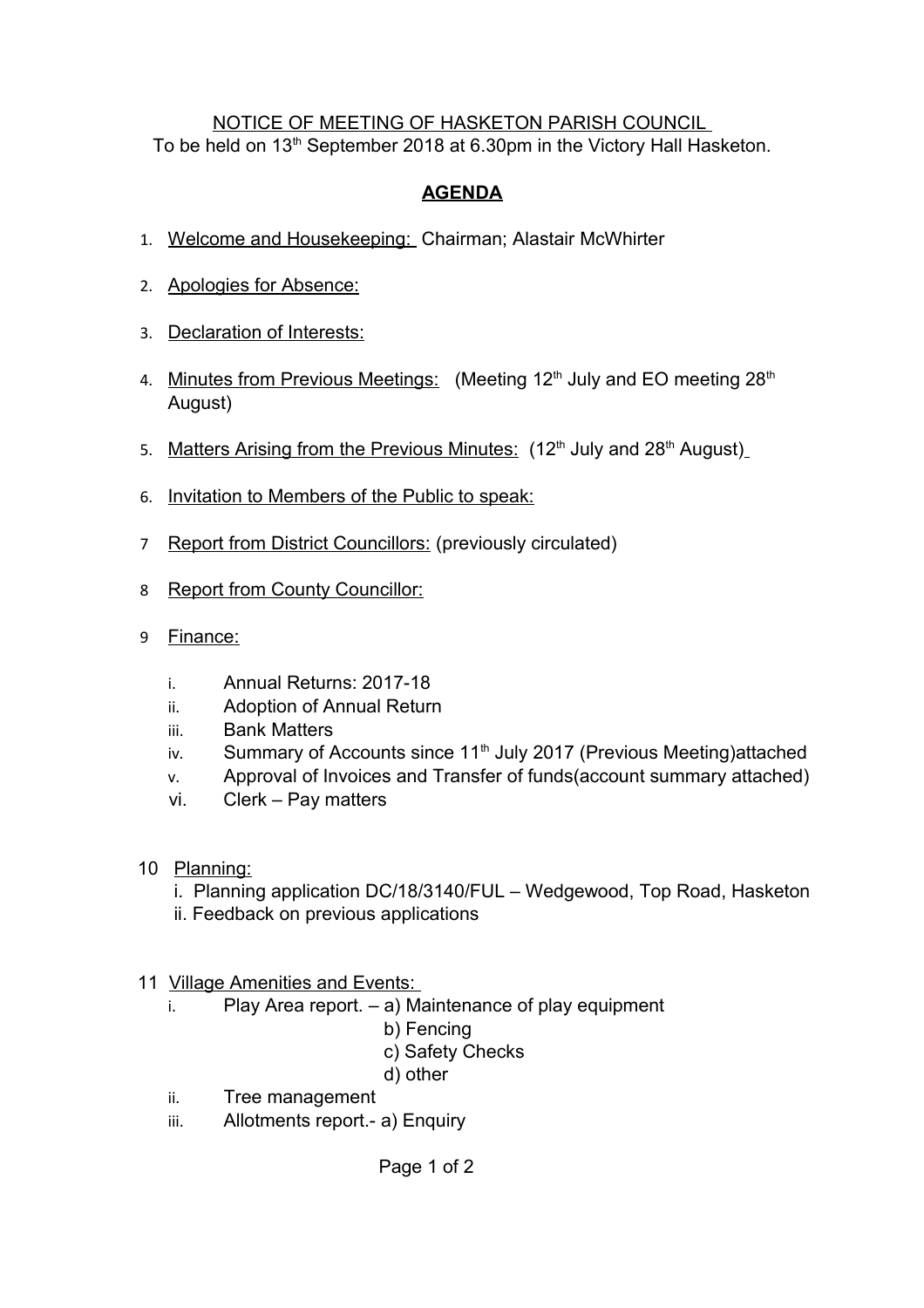NOTICE OF MEETING OF HASKETON PARISH COUNCIL

To be held on 13th September 2018 at 6.30pm in the Victory Hall Hasketon.

## AGENDA

1. Welcome and Housekeeping: Chairman; Alastair McWhirter
2. Apologies for Absence:
3. Declaration of Interests:
4. Minutes from Previous Meetings: (Meeting 12th July and EO meeting 28th August)
5. Matters Arising from the Previous Minutes: (12th July and 28th August)
6. Invitation to Members of the Public to speak:
7. Report from District Councillors: (previously circulated)
8. Report from County Councillor:
9. Finance:
   - i. Annual Returns: 2017-18
   - ii. Adoption of Annual Return
   - iii. Bank Matters
   - iv. Summary of Accounts since 11th July 2017 (Previous Meeting)attached
   - v. Approval of Invoices and Transfer of funds(account summary attached)
   - vi. Clerk – Pay matters
10. Planning:
    - i. Planning application DC/18/3140/FUL – Wedgewood, Top Road, Hasketon
    - ii. Feedback on previous applications
11. Village Amenities and Events:
    - i. Play Area report. – a) Maintenance of play equipment
      - b) Fencing
      - c) Safety Checks
      - d) other
    - ii. Tree management
    - iii. Allotments report.- a) Enquiry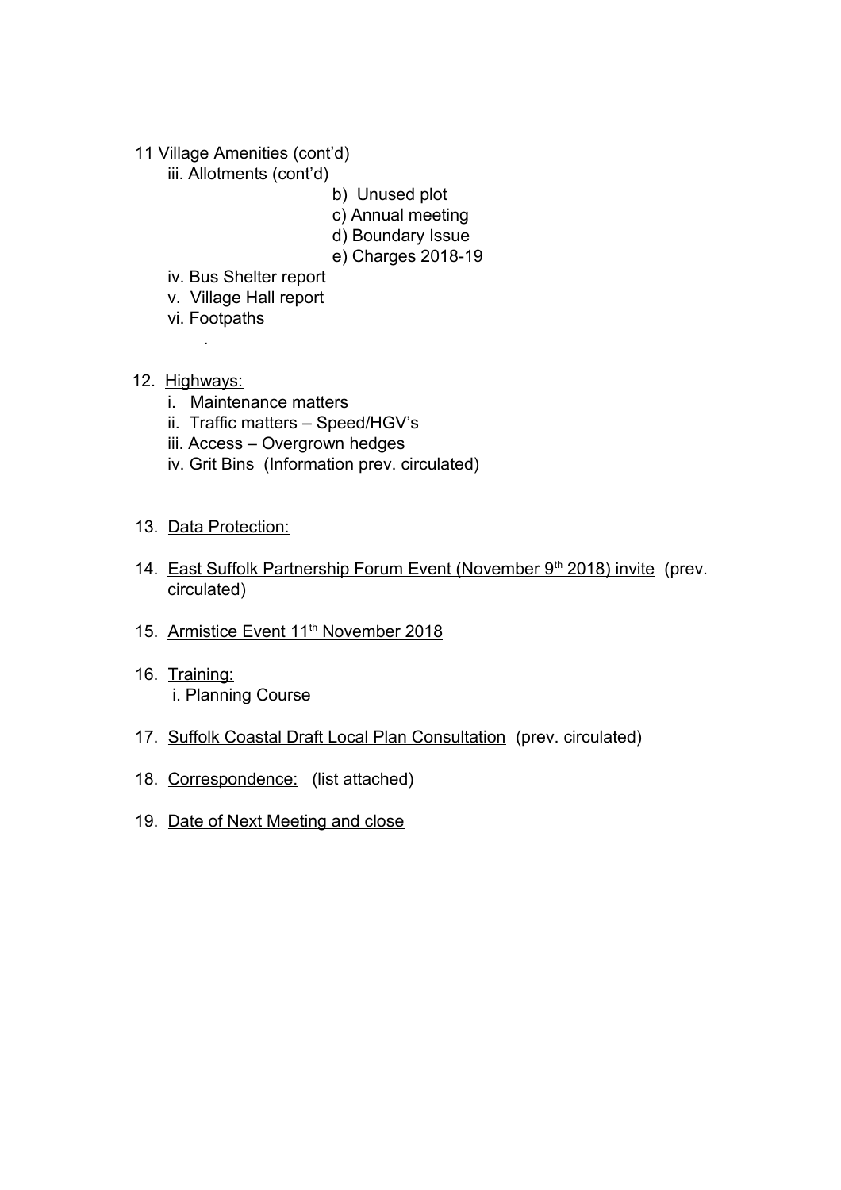11 Village Amenities (cont'd)

- iii. Allotments (cont'd)
  - b) Unused plot
  - c) Annual meeting
  - d) Boundary Issue
  - e) Charges 2018-19
- iv. Bus Shelter report
- v. Village Hall report
- vi. Footpaths

.

12. Highways:
    - i. Maintenance matters
    - ii. Traffic matters – Speed/HGV's
    - iii. Access – Overgrown hedges
    - iv. Grit Bins (Information prev. circulated)

13. Data Protection:

14. East Suffolk Partnership Forum Event (November 9th 2018) invite (prev. circulated)

15. Armistice Event 11th November 2018

16. Training:
    - i. Planning Course

17. Suffolk Coastal Draft Local Plan Consultation (prev. circulated)

18. Correspondence: (list attached)

19. Date of Next Meeting and close